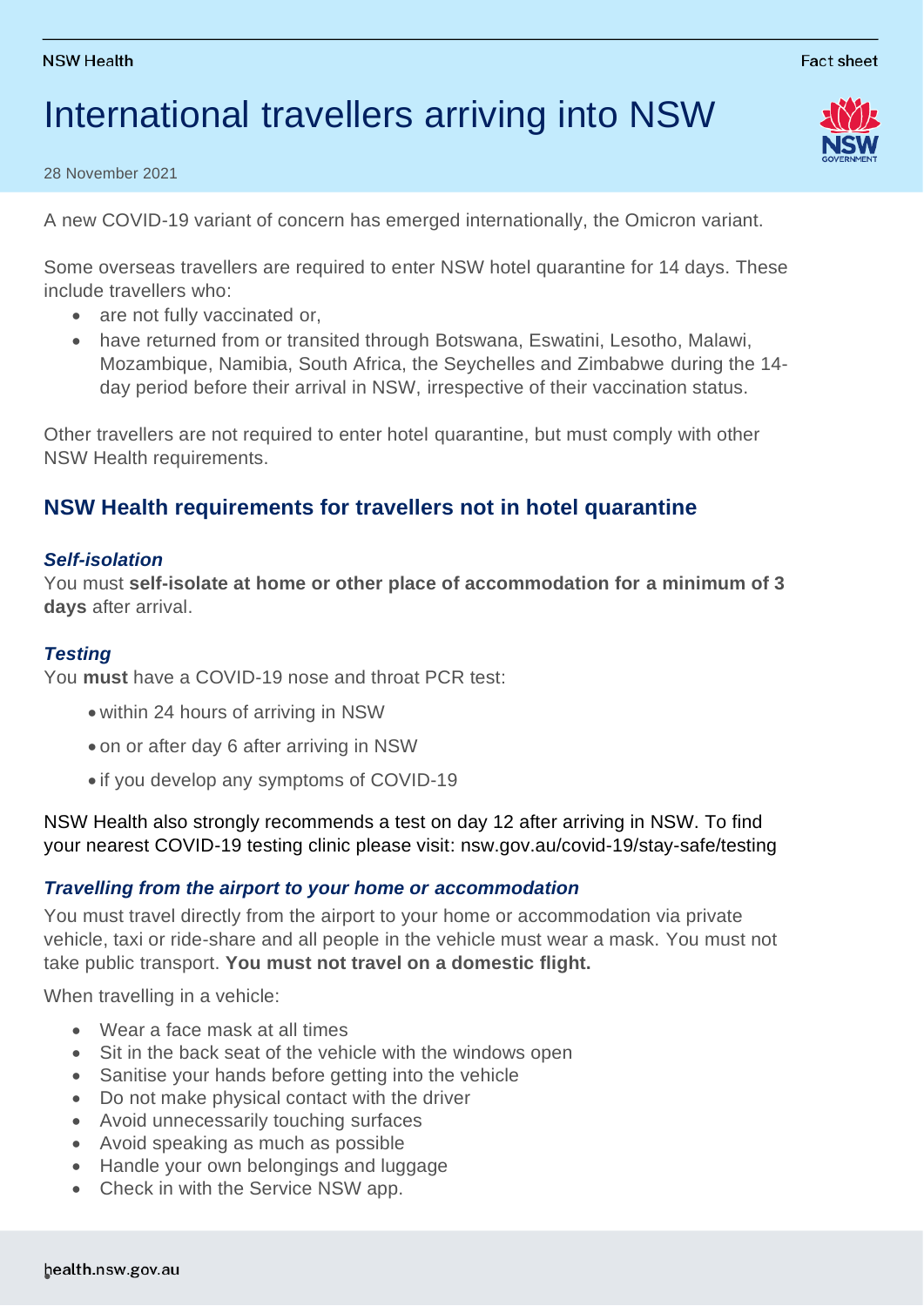NSW Health

Fact sheet

# International travellers arriving into NSW

28 November 2021

A new COVID-19 variant of concern has emerged internationally, the Omicron variant.

Some overseas travellers are required to enter NSW hotel quarantine for 14 days. These include travellers who:

- are not fully vaccinated or,
- have returned from or transited through Botswana, Eswatini, Lesotho, Malawi, Mozambique, Namibia, South Africa, the Seychelles and Zimbabwe during the 14-day period before their arrival in NSW, irrespective of their vaccination status.

Other travellers are not required to enter hotel quarantine, but must comply with other NSW Health requirements.

## NSW Health requirements for travellers not in hotel quarantine

### *Self-isolation*

You must **self-isolate at home or other place of accommodation for a minimum of 3 days** after arrival.

### *Testing*

You **must** have a COVID-19 nose and throat PCR test:

- within 24 hours of arriving in NSW
- on or after day 6 after arriving in NSW
- if you develop any symptoms of COVID-19

NSW Health also strongly recommends a test on day 12 after arriving in NSW. To find your nearest COVID-19 testing clinic please visit: nsw.gov.au/covid-19/stay-safe/testing

### *Travelling from the airport to your home or accommodation*

You must travel directly from the airport to your home or accommodation via private vehicle, taxi or ride-share and all people in the vehicle must wear a mask. You must not take public transport. **You must not travel on a domestic flight.**

When travelling in a vehicle:

- Wear a face mask at all times
- Sit in the back seat of the vehicle with the windows open
- Sanitise your hands before getting into the vehicle
- Do not make physical contact with the driver
- Avoid unnecessarily touching surfaces
- Avoid speaking as much as possible
- Handle your own belongings and luggage
- Check in with the Service NSW app.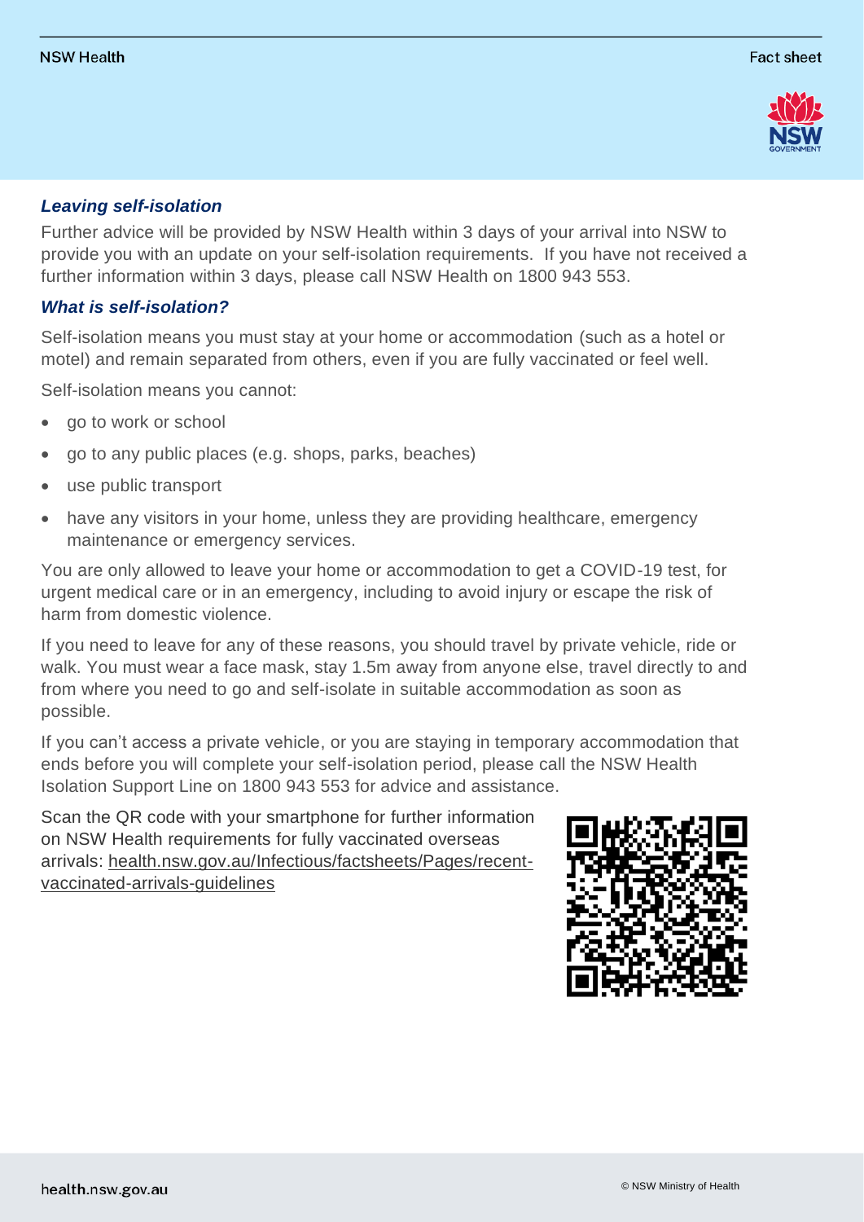### *Leaving self-isolation*

Further advice will be provided by NSW Health within 3 days of your arrival into NSW to provide you with an update on your self-isolation requirements. If you have not received a further information within 3 days, please call NSW Health on 1800 943 553.

### *What is self-isolation?*

Self-isolation means you must stay at your home or accommodation (such as a hotel or motel) and remain separated from others, even if you are fully vaccinated or feel well.

Self-isolation means you cannot:

- go to work or school
- go to any public places (e.g. shops, parks, beaches)
- use public transport
- have any visitors in your home, unless they are providing healthcare, emergency maintenance or emergency services.

You are only allowed to leave your home or accommodation to get a COVID-19 test, for urgent medical care or in an emergency, including to avoid injury or escape the risk of harm from domestic violence.

If you need to leave for any of these reasons, you should travel by private vehicle, ride or walk. You must wear a face mask, stay 1.5m away from anyone else, travel directly to and from where you need to go and self-isolate in suitable accommodation as soon as possible.

If you can't access a private vehicle, or you are staying in temporary accommodation that ends before you will complete your self-isolation period, please call the NSW Health Isolation Support Line on 1800 943 553 for advice and assistance.

Scan the QR code with your smartphone for further information on NSW Health requirements for fully vaccinated overseas arrivals: health.nsw.gov.au/Infectious/factsheets/Pages/recent-vaccinated-arrivals-guidelines